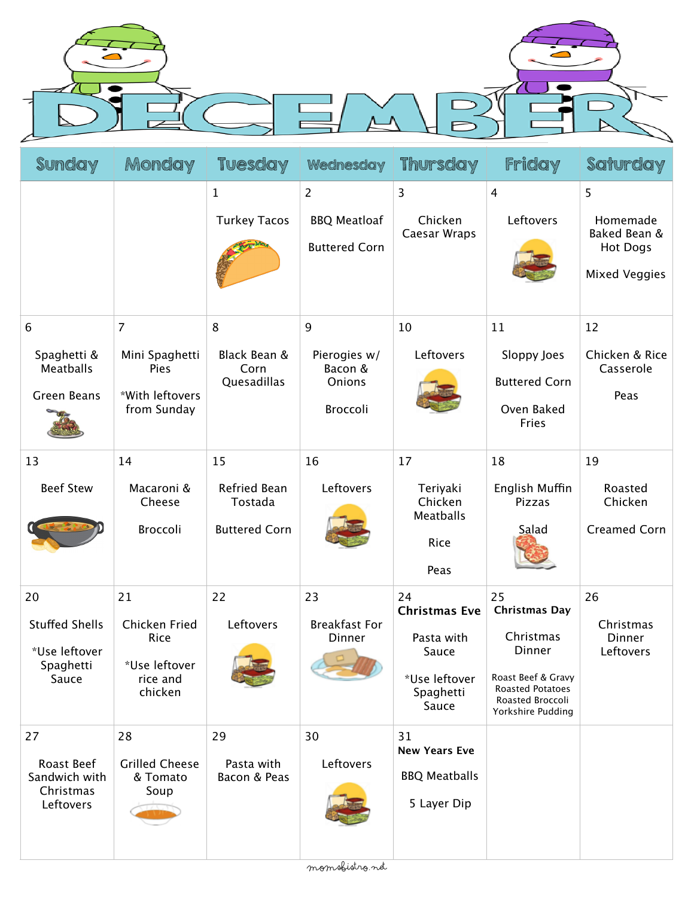# DECEMBER

| Sunday | Monday | Tuesday | Wednesday | Thursday | Friday | Saturday |
|---|---|---|---|---|---|---|
| | | 1<br>Turkey Tacos | 2<br>BBQ Meatloaf<br>Buttered Corn | 3<br>Chicken Caesar Wraps | 4<br>Leftovers | 5<br>Homemade Baked Bean & Hot Dogs<br>Mixed Veggies |
| 6<br>Spaghetti & Meatballs<br>Green Beans | 7<br>Mini Spaghetti Pies<br>*With leftovers from Sunday | 8<br>Black Bean & Corn Quesadillas | 9<br>Pierogies w/ Bacon & Onions<br>Broccoli | 10<br>Leftovers | 11<br>Sloppy Joes<br>Buttered Corn<br>Oven Baked Fries | 12<br>Chicken & Rice Casserole<br>Peas |
| 13<br>Beef Stew | 14<br>Macaroni & Cheese<br>Broccoli | 15<br>Refried Bean Tostada<br>Buttered Corn | 16<br>Leftovers | 17<br>Teriyaki Chicken Meatballs<br>Rice<br>Peas | 18<br>English Muffin Pizzas<br>Salad | 19<br>Roasted Chicken<br>Creamed Corn |
| 20<br>Stuffed Shells<br>*Use leftover Spaghetti Sauce | 21<br>Chicken Fried Rice<br>*Use leftover rice and chicken | 22<br>Leftovers | 23<br>Breakfast For Dinner | 24<br>**Christmas Eve**<br>Pasta with Sauce<br>*Use leftover Spaghetti Sauce | 25<br>**Christmas Day**<br>Christmas Dinner<br>Roast Beef & Gravy<br>Roasted Potatoes<br>Roasted Broccoli<br>Yorkshire Pudding | 26<br>Christmas Dinner Leftovers |
| 27<br>Roast Beef Sandwich with Christmas Leftovers | 28<br>Grilled Cheese & Tomato Soup | 29<br>Pasta with Bacon & Peas | 30<br>Leftovers | 31<br>**New Years Eve**<br>BBQ Meatballs<br>5 Layer Dip | | |

momsbistro.net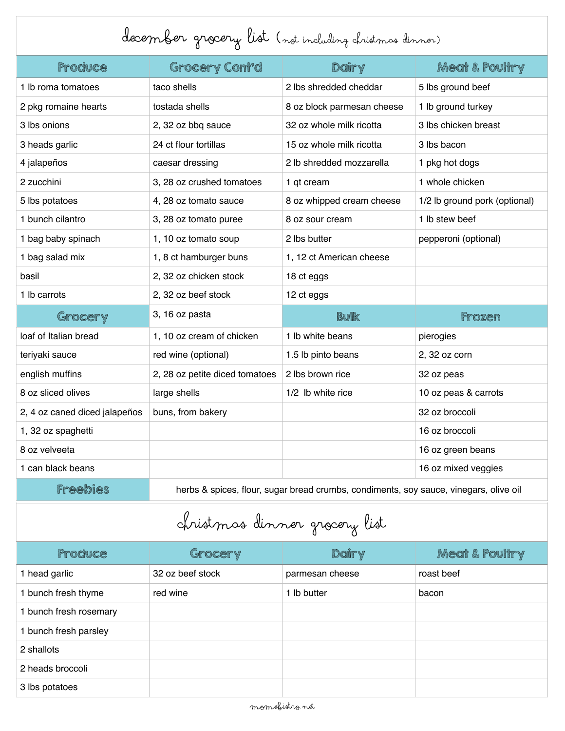# december grocery list (not including christmas dinner)

| Produce | Grocery Cont'd | Dairy | Meat & Poultry |
|---|---|---|---|
| 1 lb roma tomatoes | taco shells | 2 lbs shredded cheddar | 5 lbs ground beef |
| 2 pkg romaine hearts | tostada shells | 8 oz block parmesan cheese | 1 lb ground turkey |
| 3 lbs onions | 2, 32 oz bbq sauce | 32 oz whole milk ricotta | 3 lbs chicken breast |
| 3 heads garlic | 24 ct flour tortillas | 15 oz whole milk ricotta | 3 lbs bacon |
| 4 jalapeños | caesar dressing | 2 lb shredded mozzarella | 1 pkg hot dogs |
| 2 zucchini | 3, 28 oz crushed tomatoes | 1 qt cream | 1 whole chicken |
| 5 lbs potatoes | 4, 28 oz tomato sauce | 8 oz whipped cream cheese | 1/2 lb ground pork (optional) |
| 1 bunch cilantro | 3, 28 oz tomato puree | 8 oz sour cream | 1 lb stew beef |
| 1 bag baby spinach | 1, 10 oz tomato soup | 2 lbs butter | pepperoni (optional) |
| 1 bag salad mix | 1, 8 ct hamburger buns | 1, 12 ct American cheese | |
| basil | 2, 32 oz chicken stock | 18 ct eggs | |
| 1 lb carrots | 2, 32 oz beef stock | 12 ct eggs | |
| **Grocery** | 3, 16 oz pasta | **Bulk** | **Frozen** |
| loaf of Italian bread | 1, 10 oz cream of chicken | 1 lb white beans | pierogies |
| teriyaki sauce | red wine (optional) | 1.5 lb pinto beans | 2, 32 oz corn |
| english muffins | 2, 28 oz petite diced tomatoes | 2 lbs brown rice | 32 oz peas |
| 8 oz sliced olives | large shells | 1/2 lb white rice | 10 oz peas & carrots |
| 2, 4 oz caned diced jalapeños | buns, from bakery | | 32 oz broccoli |
| 1, 32 oz spaghetti | | | 16 oz broccoli |
| 8 oz velveeta | | | 16 oz green beans |
| 1 can black beans | | | 16 oz mixed veggies |
| **Freebies** | herbs & spices, flour, sugar bread crumbs, condiments, soy sauce, vinegars, olive oil | | |

# christmas dinner grocery list

| Produce | Grocery | Dairy | Meat & Poultry |
|---|---|---|---|
| 1 head garlic | 32 oz beef stock | parmesan cheese | roast beef |
| 1 bunch fresh thyme | red wine | 1 lb butter | bacon |
| 1 bunch fresh rosemary | | | |
| 1 bunch fresh parsley | | | |
| 2 shallots | | | |
| 2 heads broccoli | | | |
| 3 lbs potatoes | | | |

momsbistro.net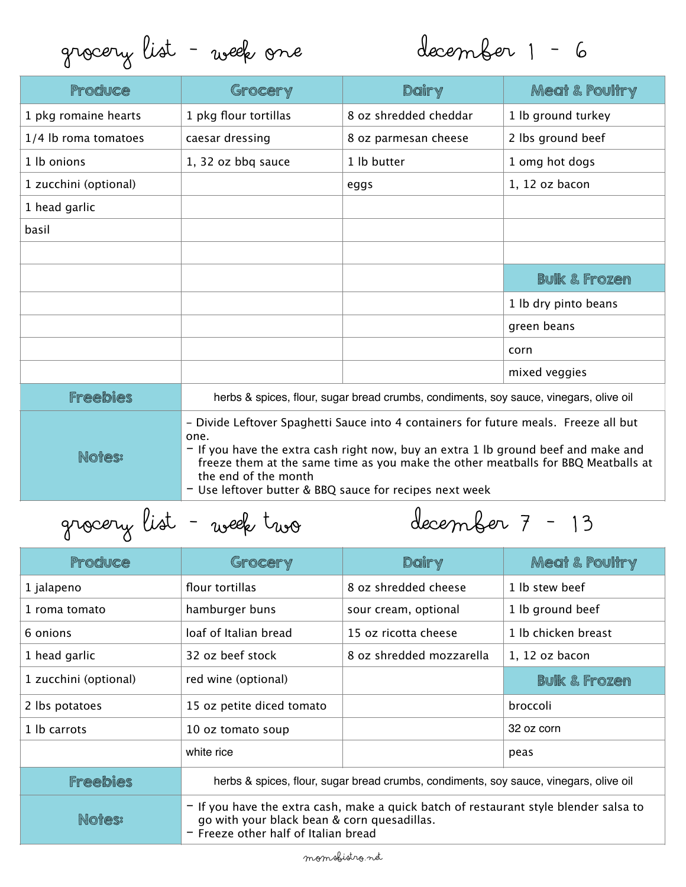## grocery list - week one

## december 1 - 6

| Produce | Grocery | Dairy | Meat & Poultry |
|---|---|---|---|
| 1 pkg romaine hearts | 1 pkg flour tortillas | 8 oz shredded cheddar | 1 lb ground turkey |
| 1/4 lb roma tomatoes | caesar dressing | 8 oz parmesan cheese | 2 lbs ground beef |
| 1 lb onions | 1, 32 oz bbq sauce | 1 lb butter | 1 omg hot dogs |
| 1 zucchini (optional) | | eggs | 1, 12 oz bacon |
| 1 head garlic | | | |
| basil | | | |
| | | | |
| | | | **Bulk & Frozen** |
| | | | 1 lb dry pinto beans |
| | | | green beans |
| | | | corn |
| | | | mixed veggies |

**Freebies:** herbs & spices, flour, sugar bread crumbs, condiments, soy sauce, vinegars, olive oil

**Notes:**

- Divide Leftover Spaghetti Sauce into 4 containers for future meals. Freeze all but one.
- If you have the extra cash right now, buy an extra 1 lb ground beef and make and freeze them at the same time as you make the other meatballs for BBQ Meatballs at the end of the month
- Use leftover butter & BBQ sauce for recipes next week

## grocery list - week two

## december 7 - 13

| Produce | Grocery | Dairy | Meat & Poultry |
|---|---|---|---|
| 1 jalapeno | flour tortillas | 8 oz shredded cheese | 1 lb stew beef |
| 1 roma tomato | hamburger buns | sour cream, optional | 1 lb ground beef |
| 6 onions | loaf of Italian bread | 15 oz ricotta cheese | 1 lb chicken breast |
| 1 head garlic | 32 oz beef stock | 8 oz shredded mozzarella | 1, 12 oz bacon |
| 1 zucchini (optional) | red wine (optional) | | **Bulk & Frozen** |
| 2 lbs potatoes | 15 oz petite diced tomato | | broccoli |
| 1 lb carrots | 10 oz tomato soup | | 32 oz corn |
| | white rice | | peas |

**Freebies:** herbs & spices, flour, sugar bread crumbs, condiments, soy sauce, vinegars, olive oil

**Notes:**

- If you have the extra cash, make a quick batch of restaurant style blender salsa to go with your black bean & corn quesadillas.
- Freeze other half of Italian bread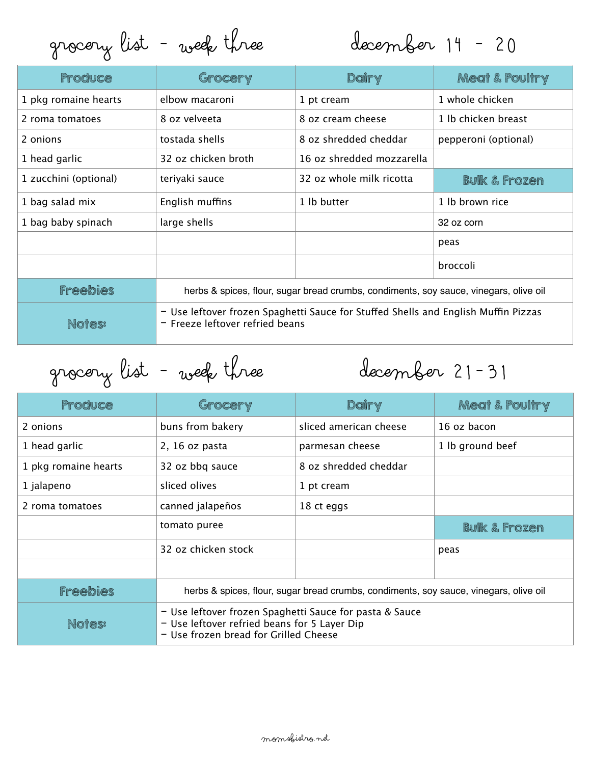## grocery list - week three                december 14 - 20

| Produce | Grocery | Dairy | Meat & Poultry |
|---|---|---|---|
| 1 pkg romaine hearts | elbow macaroni | 1 pt cream | 1 whole chicken |
| 2 roma tomatoes | 8 oz velveeta | 8 oz cream cheese | 1 lb chicken breast |
| 2 onions | tostada shells | 8 oz shredded cheddar | pepperoni (optional) |
| 1 head garlic | 32 oz chicken broth | 16 oz shredded mozzarella | |
| 1 zucchini (optional) | teriyaki sauce | 32 oz whole milk ricotta | **Bulk & Frozen** |
| 1 bag salad mix | English muffins | 1 lb butter | 1 lb brown rice |
| 1 bag baby spinach | large shells | | 32 oz corn |
| | | | peas |
| | | | broccoli |
| **Freebies** | herbs & spices, flour, sugar bread crumbs, condiments, soy sauce, vinegars, olive oil | | |
| **Notes:** | − Use leftover frozen Spaghetti Sauce for Stuffed Shells and English Muffin Pizzas<br>− Freeze leftover refried beans | | |

## grocery list - week three                december 21-31

| Produce | Grocery | Dairy | Meat & Poultry |
|---|---|---|---|
| 2 onions | buns from bakery | sliced american cheese | 16 oz bacon |
| 1 head garlic | 2, 16 oz pasta | parmesan cheese | 1 lb ground beef |
| 1 pkg romaine hearts | 32 oz bbq sauce | 8 oz shredded cheddar | |
| 1 jalapeno | sliced olives | 1 pt cream | |
| 2 roma tomatoes | canned jalapeños | 18 ct eggs | |
| | tomato puree | | **Bulk & Frozen** |
| | 32 oz chicken stock | | peas |
| | | | |
| **Freebies** | herbs & spices, flour, sugar bread crumbs, condiments, soy sauce, vinegars, olive oil | | |
| **Notes:** | − Use leftover frozen Spaghetti Sauce for pasta & Sauce<br>− Use leftover refried beans for 5 Layer Dip<br>− Use frozen bread for Grilled Cheese | | |